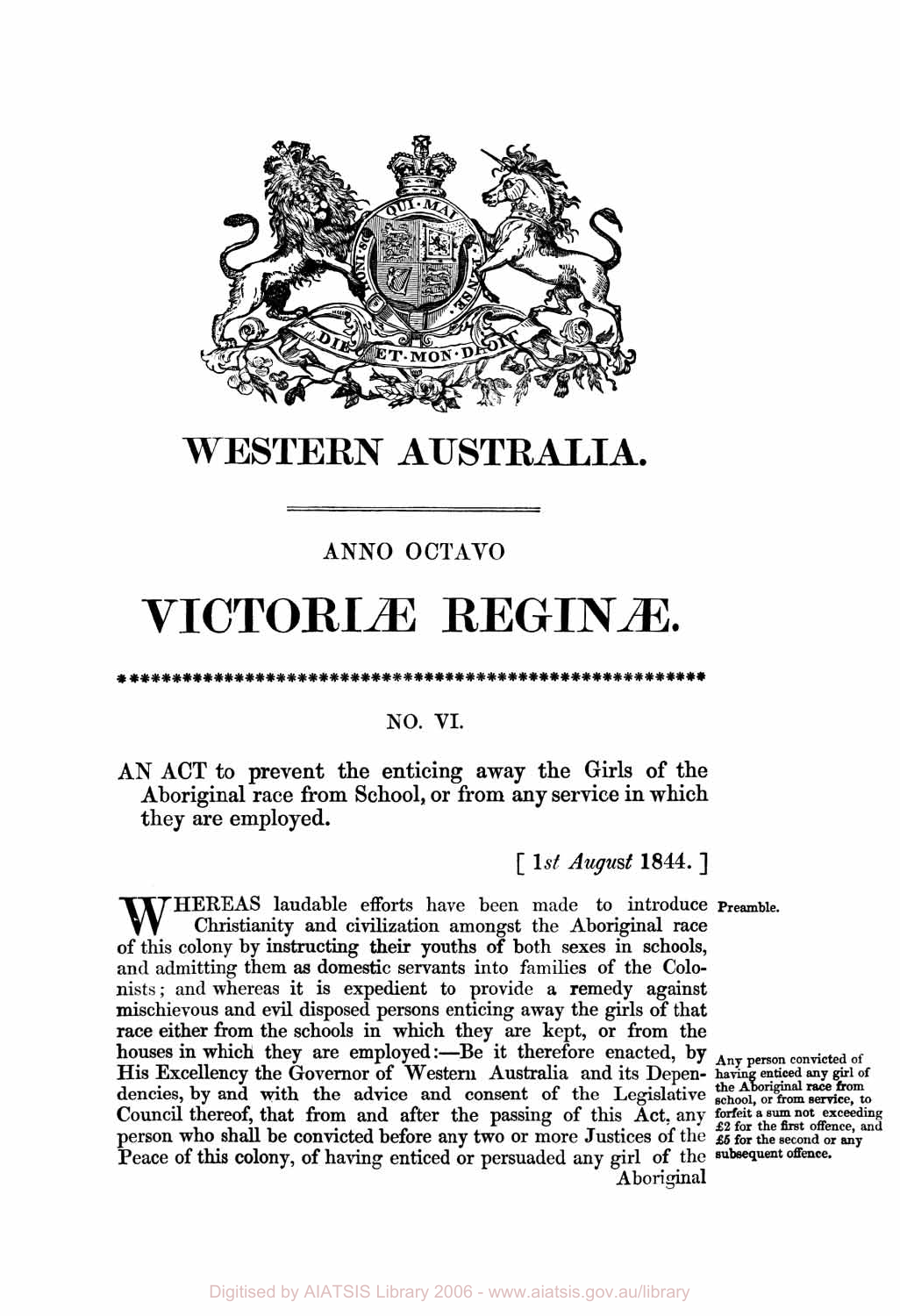# WESTERN AUSTRALIA.

ANNO OCTAVO

# VICTORIÆ REGINÆ.

NO. VI.

AN ACT to prevent the enticing away the Girls of the Aboriginal race from School, or from any service in which they are employed.

[ *1st August* 1844. ]

**Preamble.**

WHEREAS laudable efforts have been made to introduce Christianity and civilization amongst the Aboriginal race of this colony by instructing their youths of both sexes in schools, and admitting them as domestic servants into families of the Colonists; and whereas it is expedient to provide a remedy against mischievous and evil disposed persons enticing away the girls of that race either from the schools in which they are kept, or from the houses in which they are employed:—Be it therefore enacted, by His Excellency the Governor of Western Australia and its Dependencies, by and with the advice and consent of the Legislative Council thereof, that from and after the passing of this Act, any person who shall be convicted before any two or more Justices of the Peace of this colony, of having enticed or persuaded any girl of the Aboriginal

**Any person convicted of having enticed any girl of the Aboriginal race from school, or from service, to forfeit a sum not exceeding £2 for the first offence, and £5 for the second or any subsequent offence.**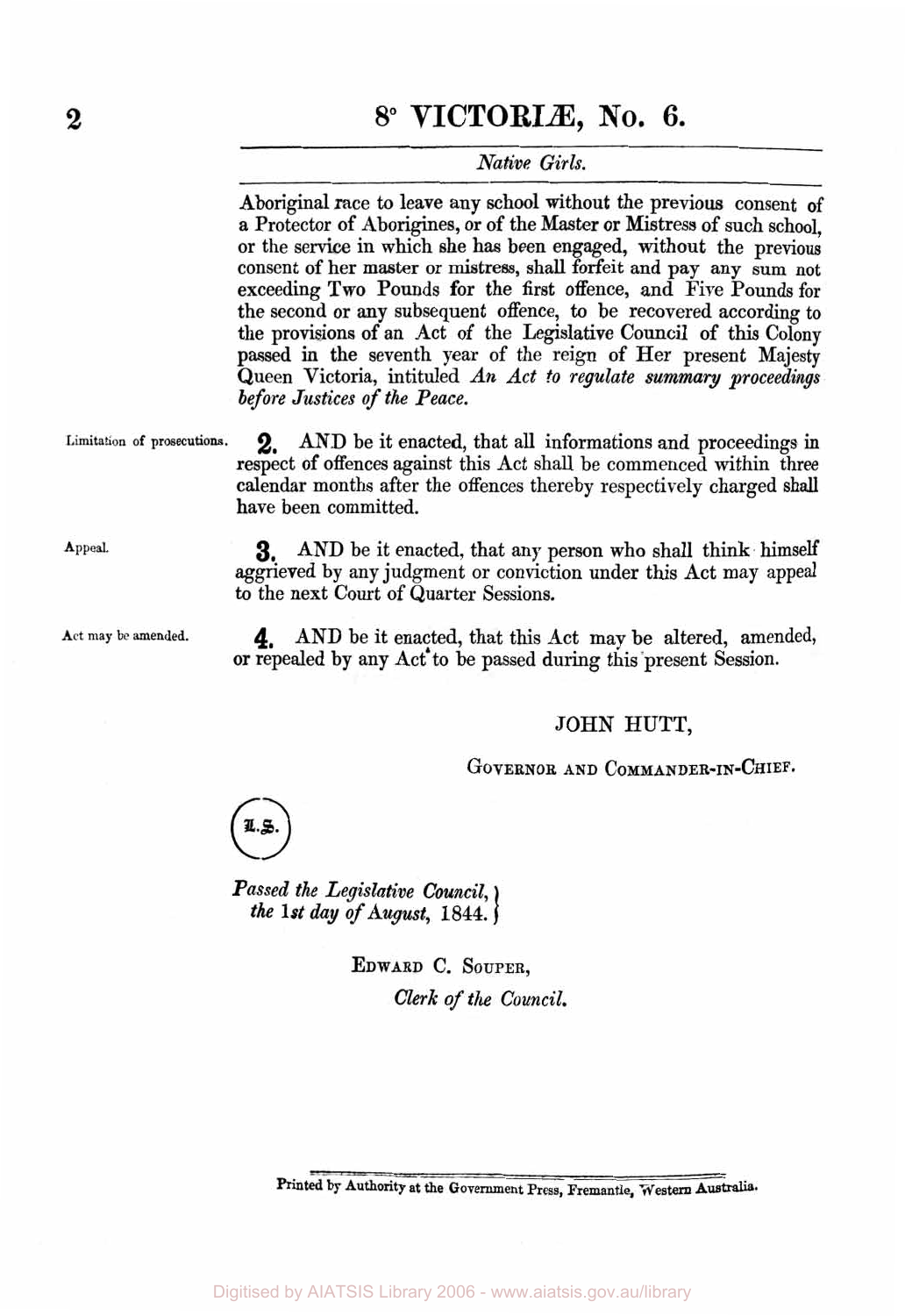Aboriginal race to leave any school without the previous consent of a Protector of Aborigines, or of the Master or Mistress of such school, or the service in which she has been engaged, without the previous consent of her master or mistress, shall forfeit and pay any sum not exceeding Two Pounds for the first offence, and Five Pounds for the second or any subsequent offence, to be recovered according to the provisions of an Act of the Legislative Council of this Colony passed in the seventh year of the reign of Her present Majesty Queen Victoria, intituled *An Act to regulate summary proceedings before Justices of the Peace.*

Limitation of prosecutions.

**2.** AND be it enacted, that all informations and proceedings in respect of offences against this Act shall be commenced within three calendar months after the offences thereby respectively charged shall have been committed.

Appeal.

**3.** AND be it enacted, that any person who shall think himself aggrieved by any judgment or conviction under this Act may appeal to the next Court of Quarter Sessions.

Act may be amended.

**4.** AND be it enacted, that this Act may be altered, amended, or repealed by any Act to be passed during this present Session.

JOHN HUTT,

GOVERNOR AND COMMANDER-IN-CHIEF.

(L.S.)

*Passed the Legislative Council, the 1st day of August,* 1844.

EDWARD C. SOUPER,

*Clerk of the Council.*

Printed by Authority at the Government Press, Fremantle, Western Australia.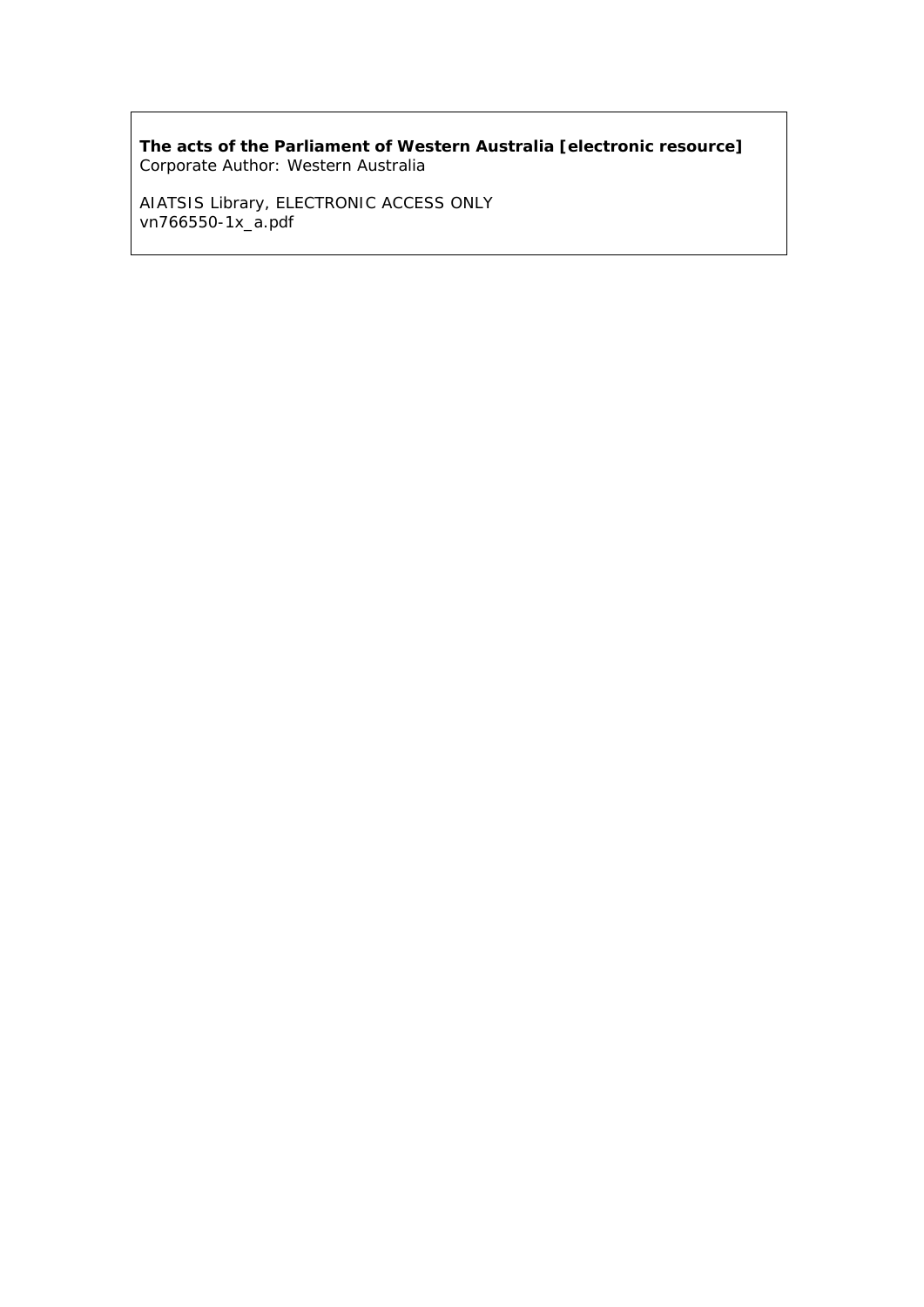**The acts of the Parliament of Western Australia [electronic resource]**
Corporate Author: Western Australia

AIATSIS Library, ELECTRONIC ACCESS ONLY
vn766550-1x_a.pdf